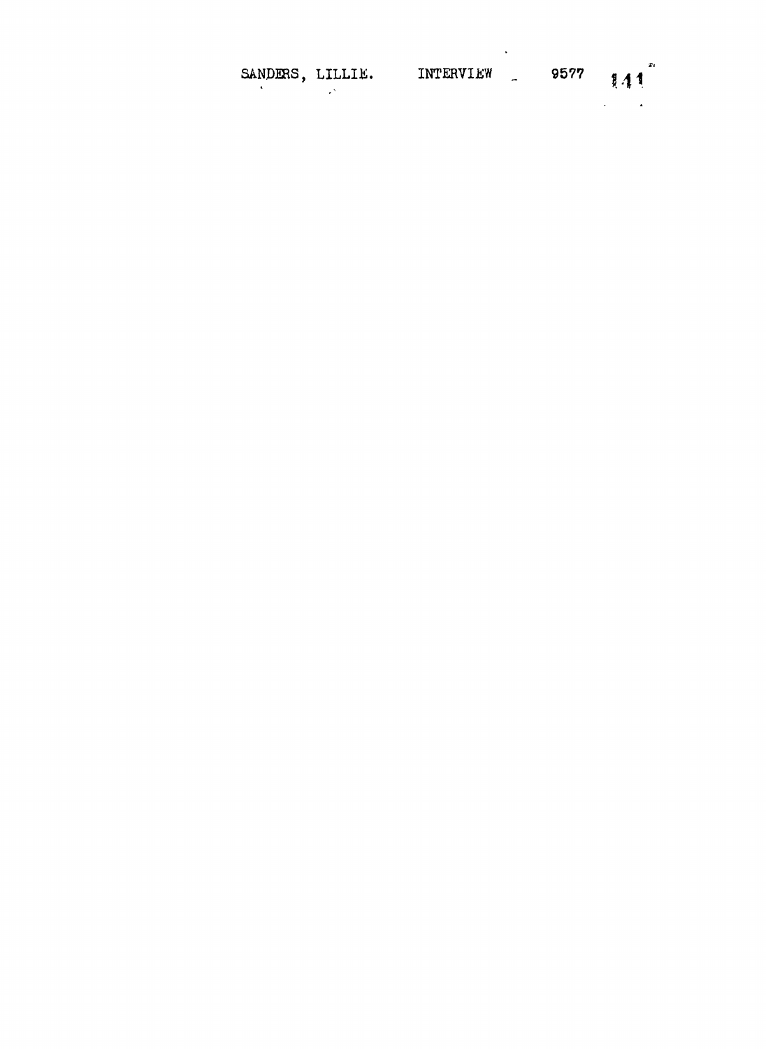SANDERS, LILLIE. INTERVIEW 9577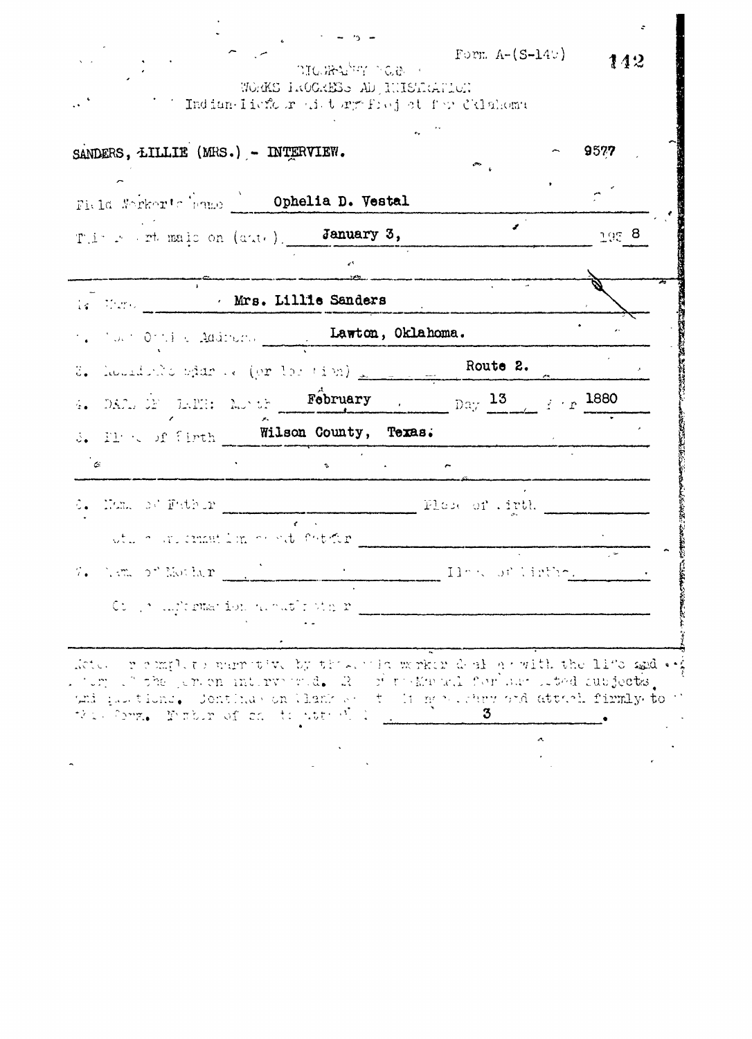Form A-(S-149)

BIOGRAPHY FORM
WORKS PROGRESS ADMINISTRATION
Indian-Pioneer History Project for Oklahoma

SANDERS, LILLIE (MRS.) - INTERVIEW. 9577

Field Worker's name Ophelia D. Vestal

This report made on (date) January 3, 1938

1. Name Mrs. Lillie Sanders

2. Post Office Address Lawton, Oklahoma.

3. Residence address (or location) Route 2.

4. DATE OF BIRTH: Month February Day 13 Year 1880

5. Place of birth Wilson County, Texas.

6. Name of Father ______ Place of birth ______

Other information about father ______

7. Name of Mother ______ Place of birth ______

Other information about mother ______

Notes or complete narrative by the field worker dealing with the life and story of the person interviewed. Refer to Manual for suggested subjects and questions. Continue on blank sheets if necessary and attach firmly to this form. Number of sheets attached 3.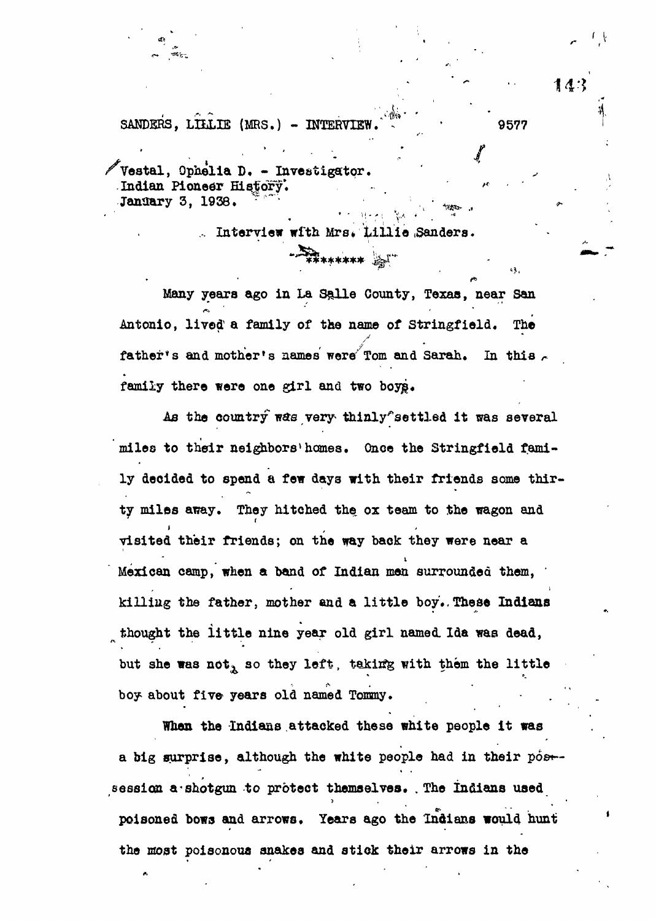SANDERS, LILLIE (MRS.) - INTERVIEW. 9577

Vestal, Ophelia D. - Investigator.
Indian Pioneer History.
January 3, 1938.

Interview with Mrs. Lillie Sanders.

********

Many years ago in La Salle County, Texas, near San Antonio, lived a family of the name of Stringfield. The father's and mother's names were Tom and Sarah. In this family there were one girl and two boys.

As the country was very thinly settled it was several miles to their neighbors' homes. Once the Stringfield family decided to spend a few days with their friends some thirty miles away. They hitched the ox team to the wagon and visited their friends; on the way back they were near a Mexican camp, when a band of Indian men surrounded them, killing the father, mother and a little boy. These Indians thought the little nine year old girl named Ida was dead, but she was not, so they left, taking with them the little boy about five years old named Tommy.

When the Indians attacked these white people it was a big surprise, although the white people had in their possession a shotgun to protect themselves. The Indians used poisoned bows and arrows. Years ago the Indians would hunt the most poisonous snakes and stick their arrows in the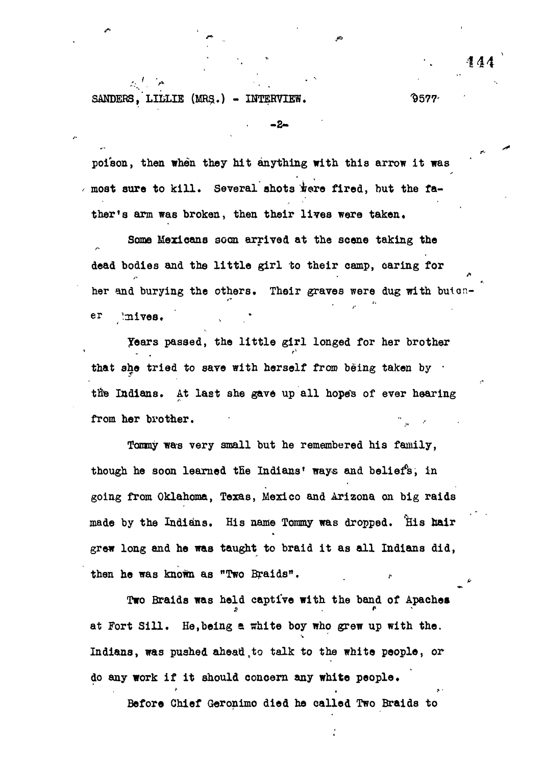poison, then when they hit anything with this arrow it was most sure to kill. Several shots were fired, but the father's arm was broken, then their lives were taken.

Some Mexicans soon arrived at the scene taking the dead bodies and the little girl to their camp, caring for her and burying the others. Their graves were dug with butcher knives.

Years passed, the little girl longed for her brother that she tried to save with herself from being taken by the Indians. At last she gave up all hopes of ever hearing from her brother.

Tommy was very small but he remembered his family, though he soon learned the Indians' ways and beliefs, in going from Oklahoma, Texas, Mexico and Arizona on big raids made by the Indians. His name Tommy was dropped. His hair grew long and he was taught to braid it as all Indians did, then he was known as "Two Braids".

Two Braids was held captive with the band of Apaches at Fort Sill. He, being a white boy who grew up with the Indians, was pushed ahead to talk to the white people, or do any work if it should concern any white people.

Before Chief Geronimo died he called Two Braids to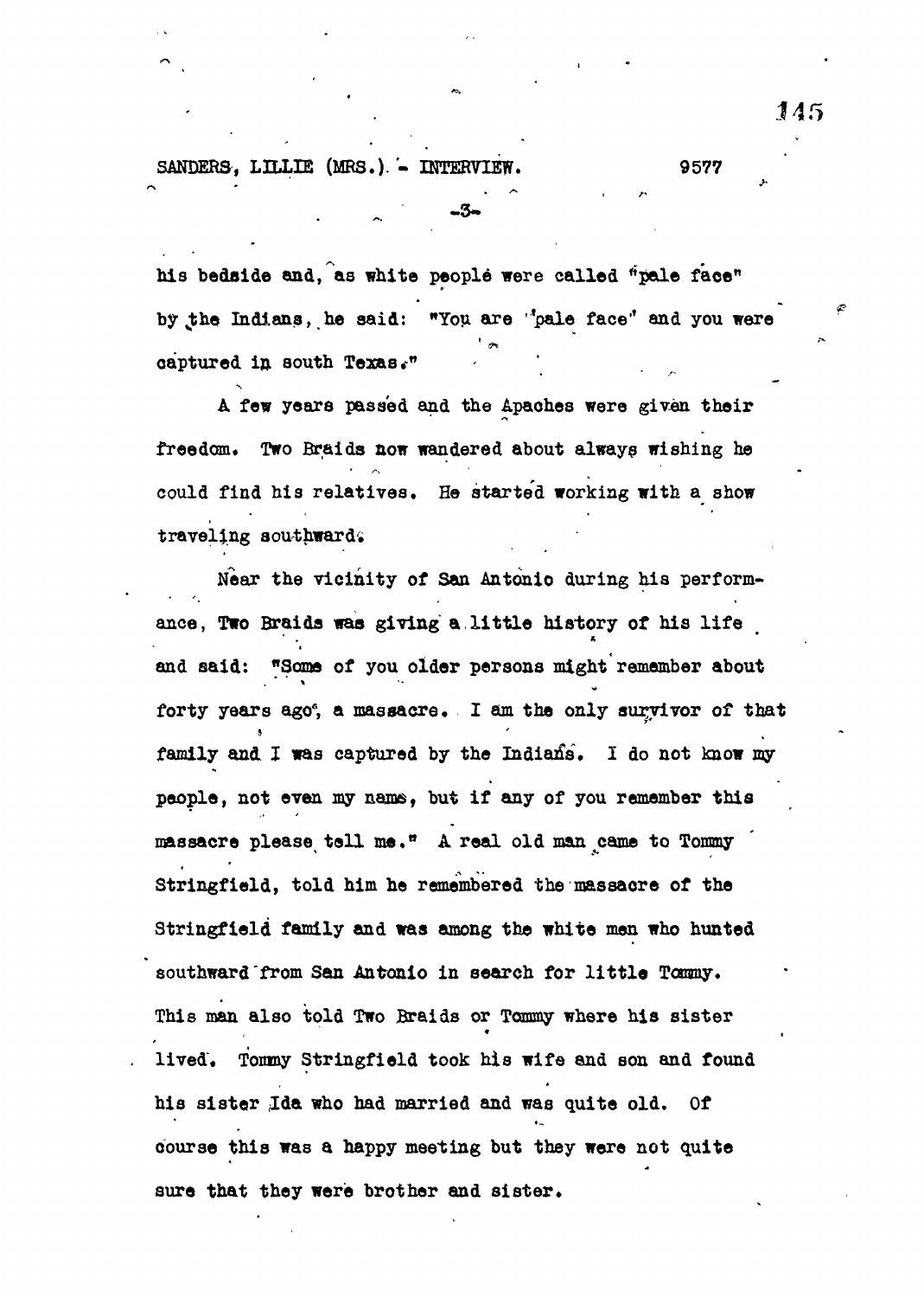his bedside and, as white people were called "pale face" by the Indians, he said: "You are "pale face" and you were captured in south Texas."

A few years passed and the Apaches were given their freedom. Two Braids now wandered about always wishing he could find his relatives. He started working with a show traveling southward.

Near the vicinity of San Antonio during his performance, Two Braids was giving a little history of his life and said: "Some of you older persons might remember about forty years ago, a massacre. I am the only survivor of that family and I was captured by the Indians. I do not know my people, not even my name, but if any of you remember this massacre please tell me." A real old man came to Tommy Stringfield, told him he remembered the massacre of the Stringfield family and was among the white men who hunted southward from San Antonio in search for little Tommy. This man also told Two Braids or Tommy where his sister lived. Tommy Stringfield took his wife and son and found his sister Ida who had married and was quite old. Of course this was a happy meeting but they were not quite sure that they were brother and sister.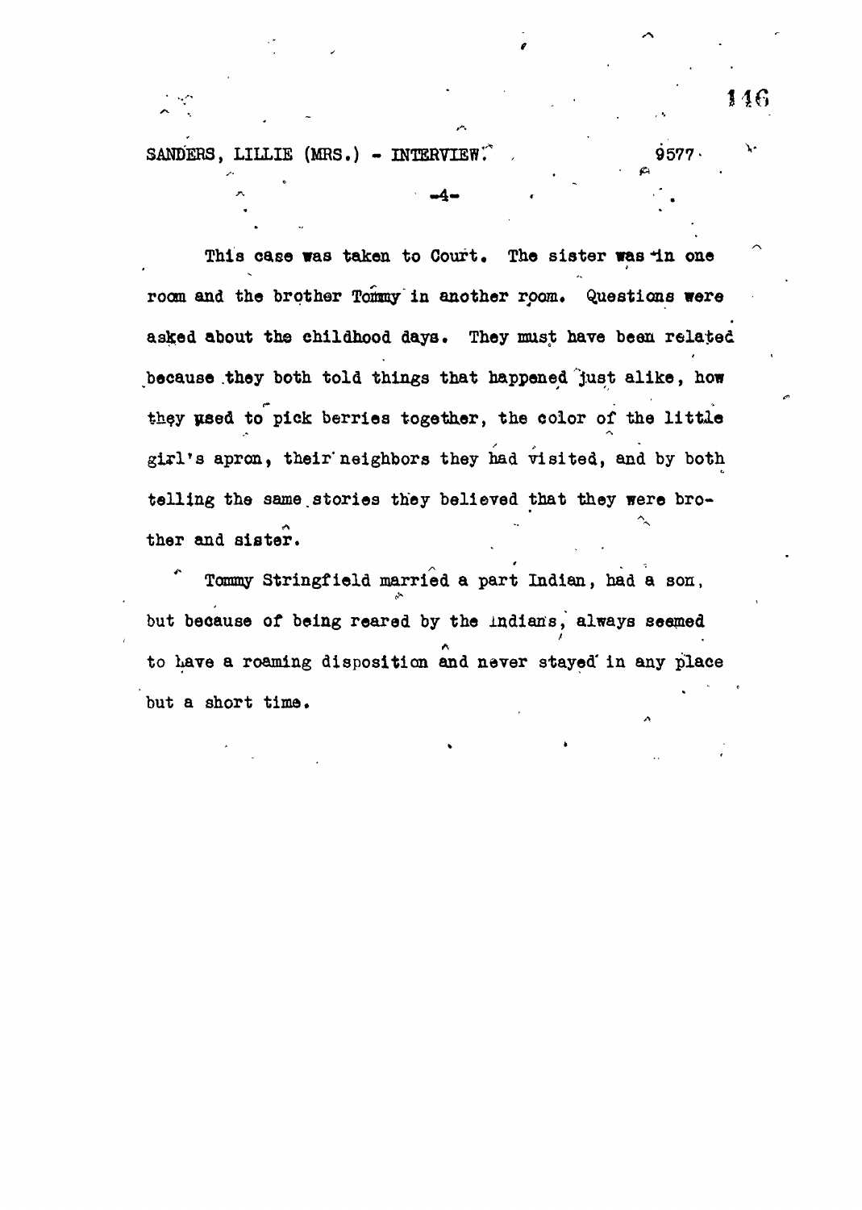This case was taken to Court. The sister was in one room and the brother Tommy in another room. Questions were asked about the childhood days. They must have been related because they both told things that happened just alike, how they used to pick berries together, the color of the little girl's apron, their neighbors they had visited, and by both telling the same stories they believed that they were brother and sister.

Tommy Stringfield married a part Indian, had a son, but because of being reared by the Indians, always seemed to have a roaming disposition and never stayed in any place but a short time.